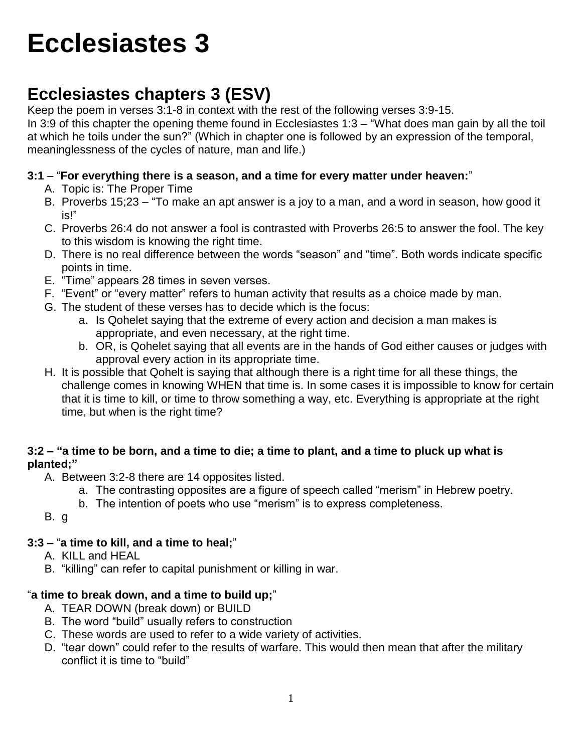# Ecclesiastes 3

## Ecclesiastes chapters 3 (ESV)

Keep the poem in verses 3:1-8 in context with the rest of the following verses 3:9-15.
In 3:9 of this chapter the opening theme found in Ecclesiastes 1:3 – "What does man gain by all the toil at which he toils under the sun?" (Which in chapter one is followed by an expression of the temporal, meaninglessness of the cycles of nature, man and life.)

**3:1** – "**For everything there is a season, and a time for every matter under heaven:**"

A. Topic is: The Proper Time
B. Proverbs 15;23 – "To make an apt answer is a joy to a man, and a word in season, how good it is!"
C. Proverbs 26:4 do not answer a fool is contrasted with Proverbs 26:5 to answer the fool. The key to this wisdom is knowing the right time.
D. There is no real difference between the words "season" and "time". Both words indicate specific points in time.
E. "Time" appears 28 times in seven verses.
F. "Event" or "every matter" refers to human activity that results as a choice made by man.
G. The student of these verses has to decide which is the focus:
   a. Is Qohelet saying that the extreme of every action and decision a man makes is appropriate, and even necessary, at the right time.
   b. OR, is Qohelet saying that all events are in the hands of God either causes or judges with approval every action in its appropriate time.
H. It is possible that Qohelt is saying that although there is a right time for all these things, the challenge comes in knowing WHEN that time is. In some cases it is impossible to know for certain that it is time to kill, or time to throw something a way, etc. Everything is appropriate at the right time, but when is the right time?

**3:2 – "a time to be born, and a time to die; a time to plant, and a time to pluck up what is planted;"**

A. Between 3:2-8 there are 14 opposites listed.
   a. The contrasting opposites are a figure of speech called "merism" in Hebrew poetry.
   b. The intention of poets who use "merism" is to express completeness.
B. g

**3:3 –** "**a time to kill, and a time to heal;**"

A. KILL and HEAL
B. "killing" can refer to capital punishment or killing in war.

"**a time to break down, and a time to build up;**"

A. TEAR DOWN (break down) or BUILD
B. The word "build" usually refers to construction
C. These words are used to refer to a wide variety of activities.
D. "tear down" could refer to the results of warfare. This would then mean that after the military conflict it is time to "build"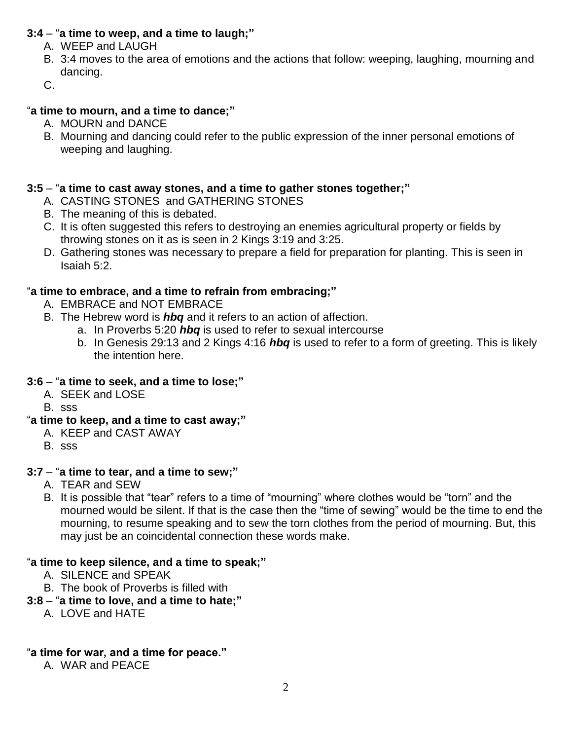**3:4** – "**a time to weep, and a time to laugh;"**

A. WEEP and LAUGH
B. 3:4 moves to the area of emotions and the actions that follow: weeping, laughing, mourning and dancing.
C.

"**a time to mourn, and a time to dance;"**

A. MOURN and DANCE
B. Mourning and dancing could refer to the public expression of the inner personal emotions of weeping and laughing.

**3:5** – "**a time to cast away stones, and a time to gather stones together;"**

A. CASTING STONES and GATHERING STONES
B. The meaning of this is debated.
C. It is often suggested this refers to destroying an enemies agricultural property or fields by throwing stones on it as is seen in 2 Kings 3:19 and 3:25.
D. Gathering stones was necessary to prepare a field for preparation for planting. This is seen in Isaiah 5:2.

"**a time to embrace, and a time to refrain from embracing;"**

A. EMBRACE and NOT EMBRACE
B. The Hebrew word is ***hbq*** and it refers to an action of affection.
   a. In Proverbs 5:20 ***hbq*** is used to refer to sexual intercourse
   b. In Genesis 29:13 and 2 Kings 4:16 ***hbq*** is used to refer to a form of greeting. This is likely the intention here.

**3:6** – "**a time to seek, and a time to lose;"**

A. SEEK and LOSE
B. sss

"**a time to keep, and a time to cast away;"**

A. KEEP and CAST AWAY
B. sss

**3:7** – "**a time to tear, and a time to sew;"**

A. TEAR and SEW
B. It is possible that "tear" refers to a time of "mourning" where clothes would be "torn" and the mourned would be silent. If that is the case then the "time of sewing" would be the time to end the mourning, to resume speaking and to sew the torn clothes from the period of mourning. But, this may just be an coincidental connection these words make.

"**a time to keep silence, and a time to speak;"**

A. SILENCE and SPEAK
B. The book of Proverbs is filled with

**3:8** – "**a time to love, and a time to hate;"**

A. LOVE and HATE

"**a time for war, and a time for peace."**

A. WAR and PEACE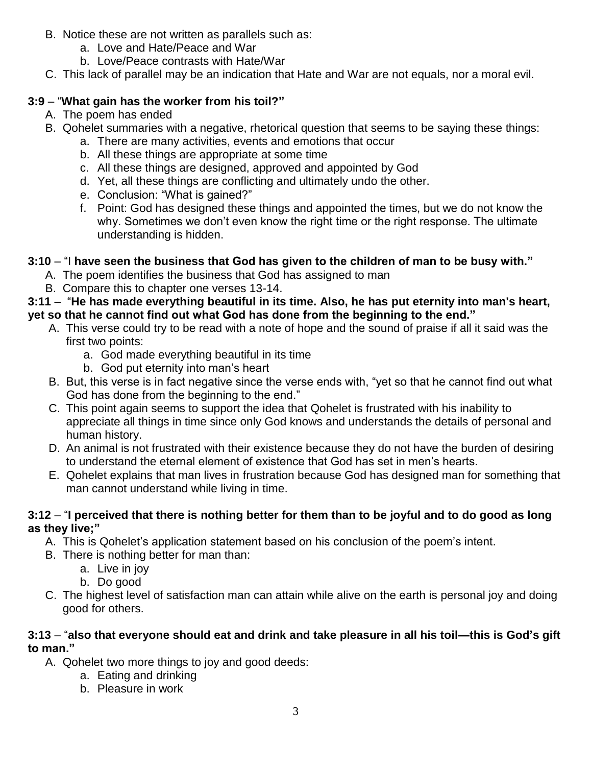B. Notice these are not written as parallels such as:
   a. Love and Hate/Peace and War
   b. Love/Peace contrasts with Hate/War

C. This lack of parallel may be an indication that Hate and War are not equals, nor a moral evil.

**3:9** – "**What gain has the worker from his toil?"**

A. The poem has ended

B. Qohelet summaries with a negative, rhetorical question that seems to be saying these things:
   a. There are many activities, events and emotions that occur
   b. All these things are appropriate at some time
   c. All these things are designed, approved and appointed by God
   d. Yet, all these things are conflicting and ultimately undo the other.
   e. Conclusion: "What is gained?"
   f. Point: God has designed these things and appointed the times, but we do not know the why. Sometimes we don't even know the right time or the right response. The ultimate understanding is hidden.

**3:10** – "I **have seen the business that God has given to the children of man to be busy with."**

A. The poem identifies the business that God has assigned to man

B. Compare this to chapter one verses 13-14.

**3:11** – "**He has made everything beautiful in its time. Also, he has put eternity into man's heart, yet so that he cannot find out what God has done from the beginning to the end."**

A. This verse could try to be read with a note of hope and the sound of praise if all it said was the first two points:
   a. God made everything beautiful in its time
   b. God put eternity into man's heart

B. But, this verse is in fact negative since the verse ends with, "yet so that he cannot find out what God has done from the beginning to the end."

C. This point again seems to support the idea that Qohelet is frustrated with his inability to appreciate all things in time since only God knows and understands the details of personal and human history.

D. An animal is not frustrated with their existence because they do not have the burden of desiring to understand the eternal element of existence that God has set in men's hearts.

E. Qohelet explains that man lives in frustration because God has designed man for something that man cannot understand while living in time.

**3:12** – "**I perceived that there is nothing better for them than to be joyful and to do good as long as they live;"**

A. This is Qohelet's application statement based on his conclusion of the poem's intent.

B. There is nothing better for man than:
   a. Live in joy
   b. Do good

C. The highest level of satisfaction man can attain while alive on the earth is personal joy and doing good for others.

**3:13** – "**also that everyone should eat and drink and take pleasure in all his toil—this is God's gift to man."**

A. Qohelet two more things to joy and good deeds:
   a. Eating and drinking
   b. Pleasure in work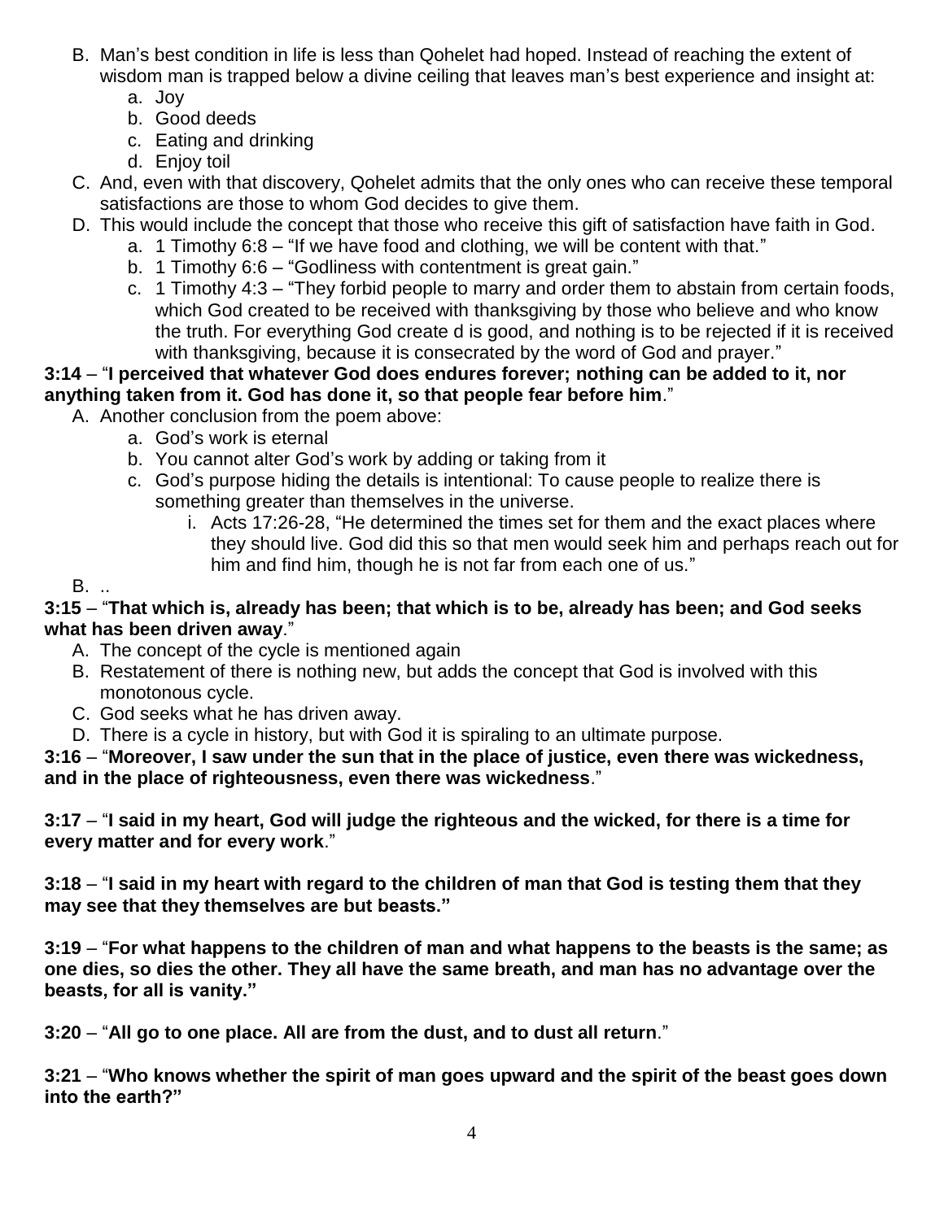B. Man's best condition in life is less than Qohelet had hoped. Instead of reaching the extent of wisdom man is trapped below a divine ceiling that leaves man's best experience and insight at:
   a. Joy
   b. Good deeds
   c. Eating and drinking
   d. Enjoy toil

C. And, even with that discovery, Qohelet admits that the only ones who can receive these temporal satisfactions are those to whom God decides to give them.

D. This would include the concept that those who receive this gift of satisfaction have faith in God.
   a. 1 Timothy 6:8 – "If we have food and clothing, we will be content with that."
   b. 1 Timothy 6:6 – "Godliness with contentment is great gain."
   c. 1 Timothy 4:3 – "They forbid people to marry and order them to abstain from certain foods, which God created to be received with thanksgiving by those who believe and who know the truth. For everything God create d is good, and nothing is to be rejected if it is received with thanksgiving, because it is consecrated by the word of God and prayer."

**3:14** – "**I perceived that whatever God does endures forever; nothing can be added to it, nor anything taken from it. God has done it, so that people fear before him**."

A. Another conclusion from the poem above:
   a. God's work is eternal
   b. You cannot alter God's work by adding or taking from it
   c. God's purpose hiding the details is intentional: To cause people to realize there is something greater than themselves in the universe.
      i. Acts 17:26-28, "He determined the times set for them and the exact places where they should live. God did this so that men would seek him and perhaps reach out for him and find him, though he is not far from each one of us."

B. ..

**3:15** – "**That which is, already has been; that which is to be, already has been; and God seeks what has been driven away**."

A. The concept of the cycle is mentioned again
B. Restatement of there is nothing new, but adds the concept that God is involved with this monotonous cycle.
C. God seeks what he has driven away.
D. There is a cycle in history, but with God it is spiraling to an ultimate purpose.

**3:16** – "**Moreover, I saw under the sun that in the place of justice, even there was wickedness, and in the place of righteousness, even there was wickedness**."

**3:17** – "**I said in my heart, God will judge the righteous and the wicked, for there is a time for every matter and for every work**."

**3:18** – "**I said in my heart with regard to the children of man that God is testing them that they may see that they themselves are but beasts."**

**3:19** – "**For what happens to the children of man and what happens to the beasts is the same; as one dies, so dies the other. They all have the same breath, and man has no advantage over the beasts, for all is vanity."**

**3:20** – "**All go to one place. All are from the dust, and to dust all return**."

**3:21** – "**Who knows whether the spirit of man goes upward and the spirit of the beast goes down into the earth?"**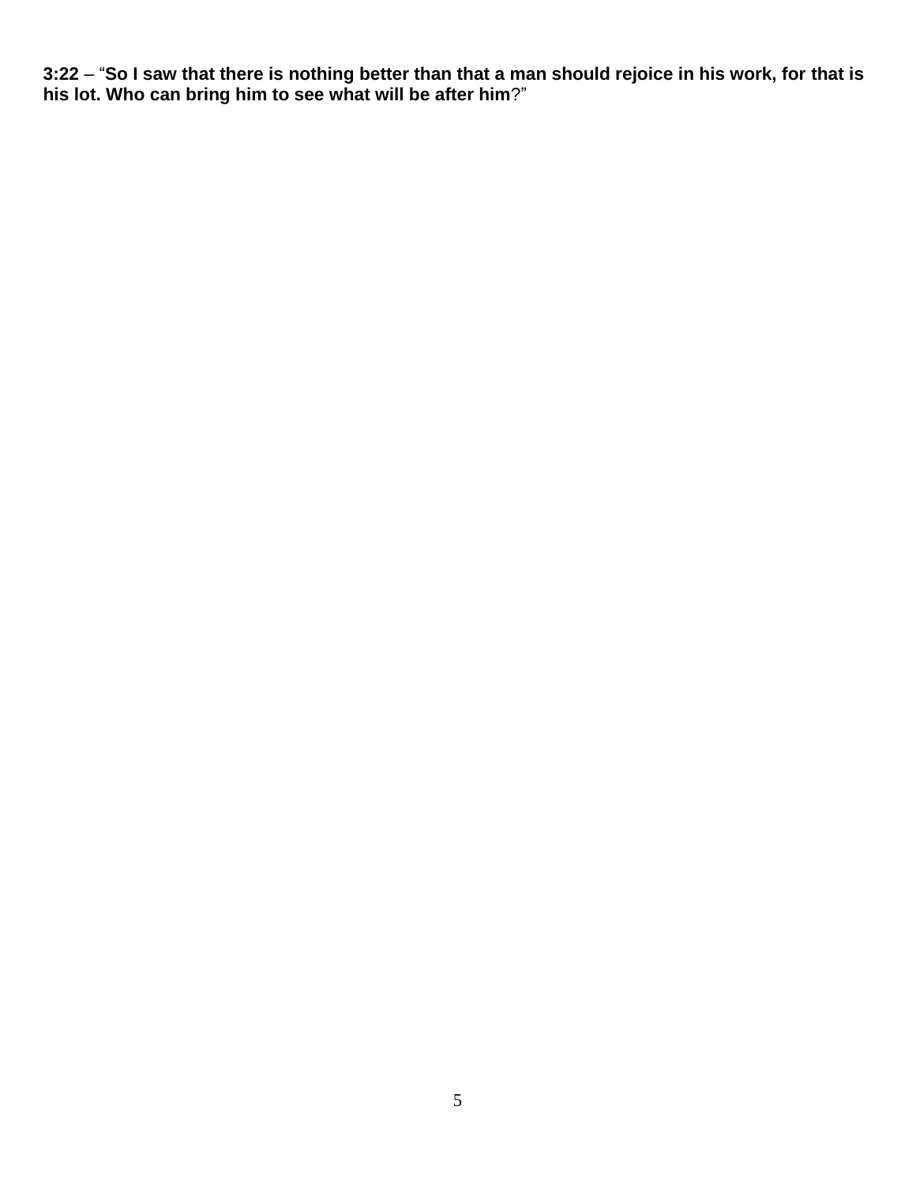**3:22** – "**So I saw that there is nothing better than that a man should rejoice in his work, for that is his lot. Who can bring him to see what will be after him**?"